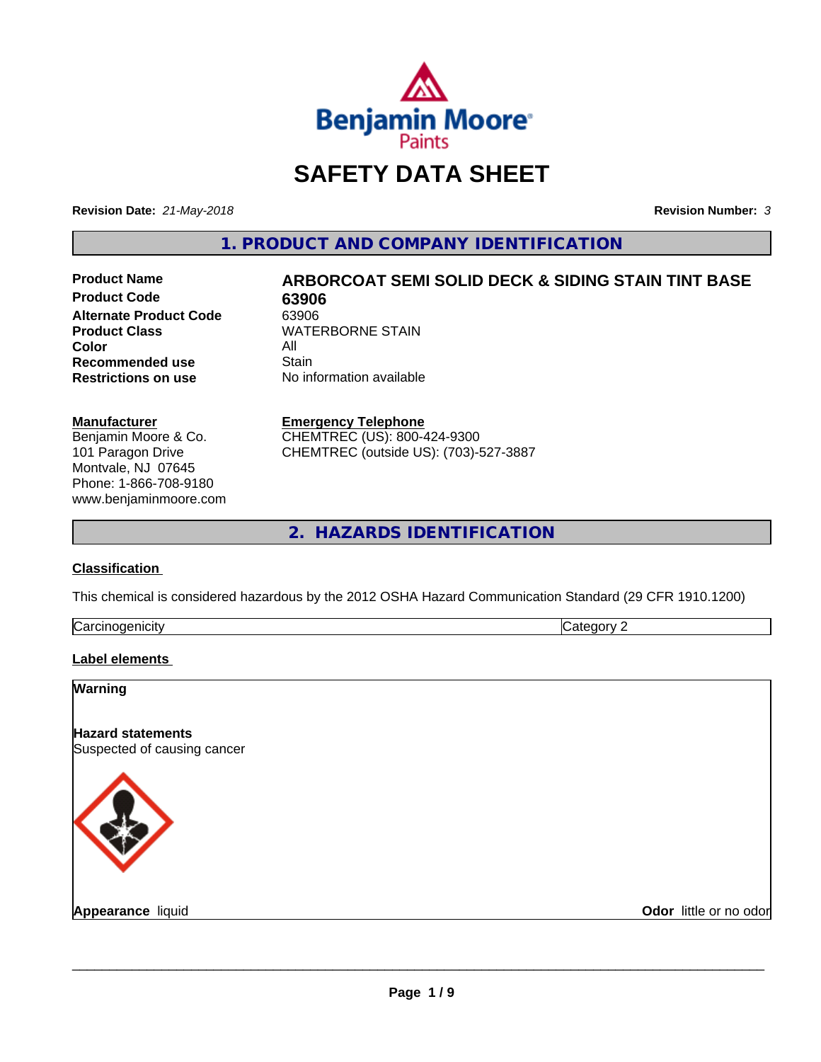# SAFETY DATA SHEET

**Revision Date:** *21-May-2018*

**Revision Number:** *3*

## 1. PRODUCT AND COMPANY IDENTIFICATION

| | |
|---|---|
| **Product Name** | **ARBORCOAT SEMI SOLID DECK & SIDING STAIN TINT BASE** |
| **Product Code** | **63906** |
| **Alternate Product Code** | 63906 |
| **Product Class** | WATERBORNE STAIN |
| **Color** | All |
| **Recommended use** | Stain |
| **Restrictions on use** | No information available |

**Manufacturer**
Benjamin Moore & Co.
101 Paragon Drive
Montvale, NJ 07645
Phone: 1-866-708-9180
www.benjaminmoore.com

**Emergency Telephone**
CHEMTREC (US): 800-424-9300
CHEMTREC (outside US): (703)-527-3887

## 2. HAZARDS IDENTIFICATION

**Classification**

This chemical is considered hazardous by the 2012 OSHA Hazard Communication Standard (29 CFR 1910.1200)

| | |
|---|---|
| Carcinogenicity | Category 2 |

**Label elements**

**Warning**

**Hazard statements**
Suspected of causing cancer

**Appearance** liquid

**Odor** little or no odor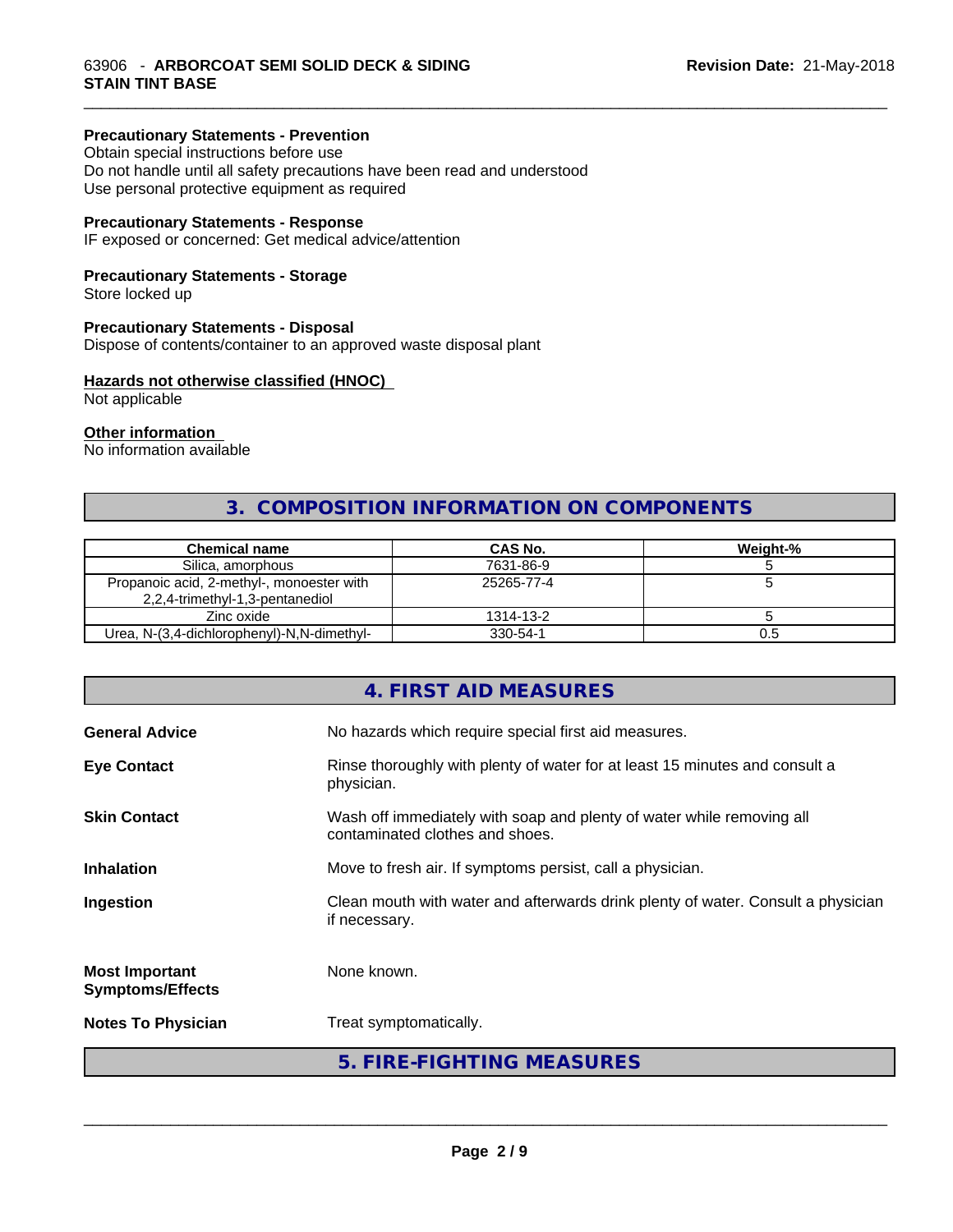**Precautionary Statements - Prevention**
Obtain special instructions before use
Do not handle until all safety precautions have been read and understood
Use personal protective equipment as required

**Precautionary Statements - Response**
IF exposed or concerned: Get medical advice/attention

**Precautionary Statements - Storage**
Store locked up

**Precautionary Statements - Disposal**
Dispose of contents/container to an approved waste disposal plant

**Hazards not otherwise classified (HNOC)**
Not applicable

**Other information**
No information available

## 3. COMPOSITION INFORMATION ON COMPONENTS

| Chemical name | CAS No. | Weight-% |
|---|---|---|
| Silica, amorphous | 7631-86-9 | 5 |
| Propanoic acid, 2-methyl-, monoester with 2,2,4-trimethyl-1,3-pentanediol | 25265-77-4 | 5 |
| Zinc oxide | 1314-13-2 | 5 |
| Urea, N-(3,4-dichlorophenyl)-N,N-dimethyl- | 330-54-1 | 0.5 |

## 4. FIRST AID MEASURES

**General Advice** No hazards which require special first aid measures.

**Eye Contact** Rinse thoroughly with plenty of water for at least 15 minutes and consult a physician.

**Skin Contact** Wash off immediately with soap and plenty of water while removing all contaminated clothes and shoes.

**Inhalation** Move to fresh air. If symptoms persist, call a physician.

**Ingestion** Clean mouth with water and afterwards drink plenty of water. Consult a physician if necessary.

**Most Important Symptoms/Effects** None known.

**Notes To Physician** Treat symptomatically.

## 5. FIRE-FIGHTING MEASURES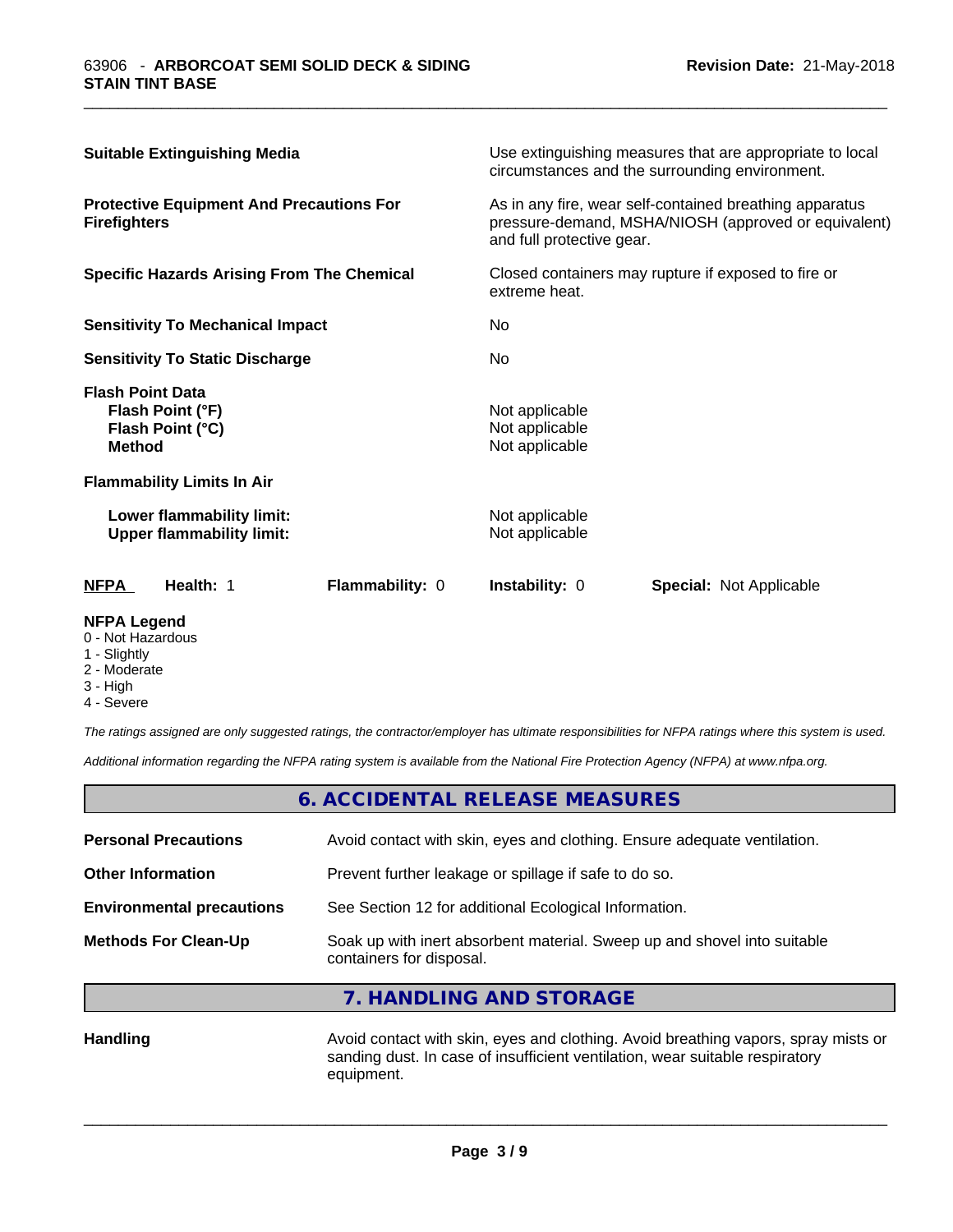| | |
|---|---|
| **Suitable Extinguishing Media** | Use extinguishing measures that are appropriate to local circumstances and the surrounding environment. |
| **Protective Equipment And Precautions For Firefighters** | As in any fire, wear self-contained breathing apparatus pressure-demand, MSHA/NIOSH (approved or equivalent) and full protective gear. |
| **Specific Hazards Arising From The Chemical** | Closed containers may rupture if exposed to fire or extreme heat. |
| **Sensitivity To Mechanical Impact** | No |
| **Sensitivity To Static Discharge** | No |

**Flash Point Data**

| | |
|---|---|
| **Flash Point (°F)** | Not applicable |
| **Flash Point (°C)** | Not applicable |
| **Method** | Not applicable |

**Flammability Limits In Air**

| | |
|---|---|
| **Lower flammability limit:** | Not applicable |
| **Upper flammability limit:** | Not applicable |

| **NFPA** | **Health:** 1 | **Flammability:** 0 | **Instability:** 0 | **Special:** Not Applicable |
|---|---|---|---|---|

**NFPA Legend**

- 0 - Not Hazardous
- 1 - Slightly
- 2 - Moderate
- 3 - High
- 4 - Severe

*The ratings assigned are only suggested ratings, the contractor/employer has ultimate responsibilities for NFPA ratings where this system is used.*

*Additional information regarding the NFPA rating system is available from the National Fire Protection Agency (NFPA) at www.nfpa.org.*

## 6. ACCIDENTAL RELEASE MEASURES

| | |
|---|---|
| **Personal Precautions** | Avoid contact with skin, eyes and clothing. Ensure adequate ventilation. |
| **Other Information** | Prevent further leakage or spillage if safe to do so. |
| **Environmental precautions** | See Section 12 for additional Ecological Information. |
| **Methods For Clean-Up** | Soak up with inert absorbent material. Sweep up and shovel into suitable containers for disposal. |

## 7. HANDLING AND STORAGE

| | |
|---|---|
| **Handling** | Avoid contact with skin, eyes and clothing. Avoid breathing vapors, spray mists or sanding dust. In case of insufficient ventilation, wear suitable respiratory equipment. |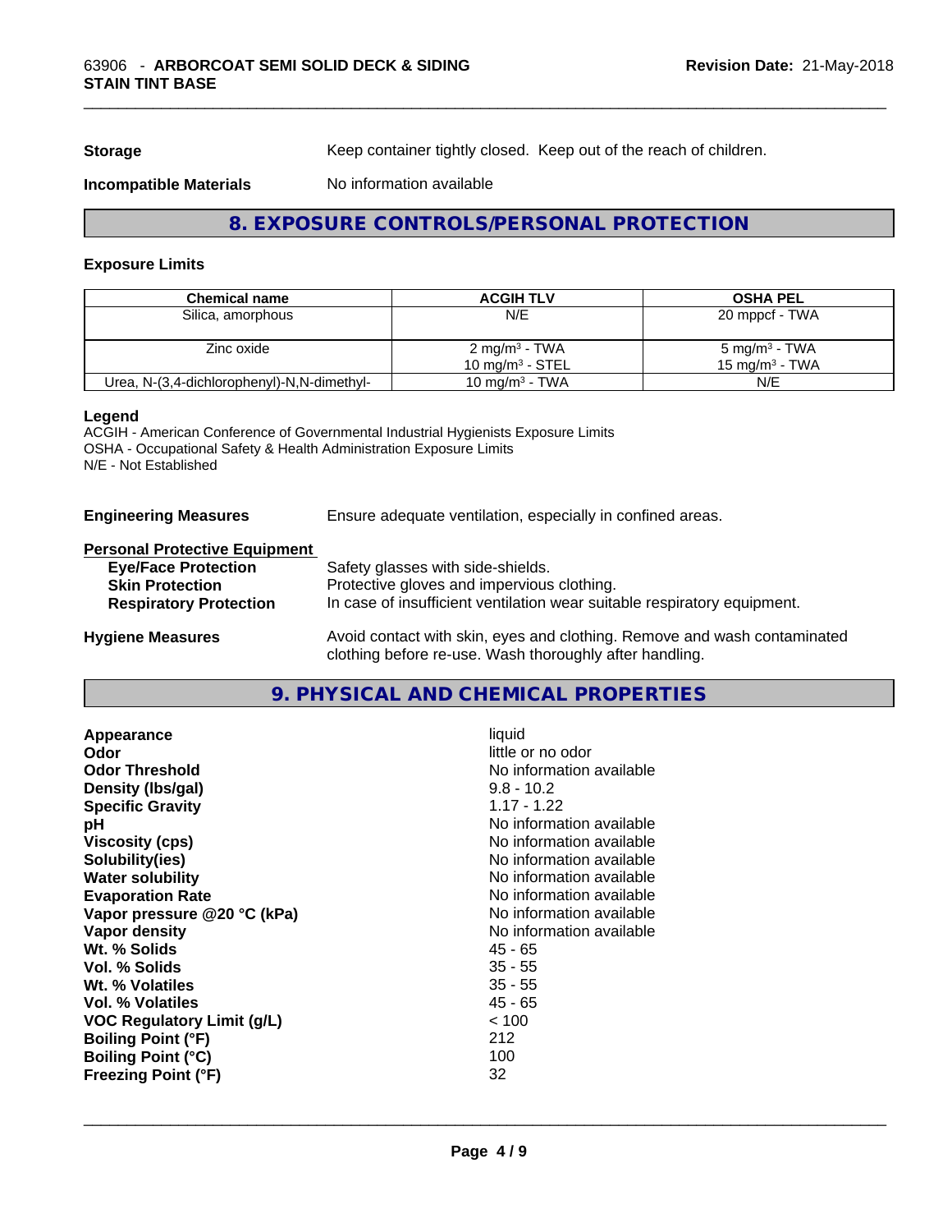**Storage** Keep container tightly closed. Keep out of the reach of children.

**Incompatible Materials** No information available

## 8. EXPOSURE CONTROLS/PERSONAL PROTECTION

### Exposure Limits

| Chemical name | ACGIH TLV | OSHA PEL |
|---|---|---|
| Silica, amorphous | N/E | 20 mppcf - TWA |
| Zinc oxide | 2 mg/m³ - TWA<br>10 mg/m³ - STEL | 5 mg/m³ - TWA<br>15 mg/m³ - TWA |
| Urea, N-(3,4-dichlorophenyl)-N,N-dimethyl- | 10 mg/m³ - TWA | N/E |

**Legend**
ACGIH - American Conference of Governmental Industrial Hygienists Exposure Limits
OSHA - Occupational Safety & Health Administration Exposure Limits
N/E - Not Established

**Engineering Measures** Ensure adequate ventilation, especially in confined areas.

**Personal Protective Equipment**

- **Eye/Face Protection** Safety glasses with side-shields.
- **Skin Protection** Protective gloves and impervious clothing.
- **Respiratory Protection** In case of insufficient ventilation wear suitable respiratory equipment.

**Hygiene Measures** Avoid contact with skin, eyes and clothing. Remove and wash contaminated clothing before re-use. Wash thoroughly after handling.

## 9. PHYSICAL AND CHEMICAL PROPERTIES

| | |
|---|---|
| **Appearance** | liquid |
| **Odor** | little or no odor |
| **Odor Threshold** | No information available |
| **Density (lbs/gal)** | 9.8 - 10.2 |
| **Specific Gravity** | 1.17 - 1.22 |
| **pH** | No information available |
| **Viscosity (cps)** | No information available |
| **Solubility(ies)** | No information available |
| **Water solubility** | No information available |
| **Evaporation Rate** | No information available |
| **Vapor pressure @20 °C (kPa)** | No information available |
| **Vapor density** | No information available |
| **Wt. % Solids** | 45 - 65 |
| **Vol. % Solids** | 35 - 55 |
| **Wt. % Volatiles** | 35 - 55 |
| **Vol. % Volatiles** | 45 - 65 |
| **VOC Regulatory Limit (g/L)** | < 100 |
| **Boiling Point (°F)** | 212 |
| **Boiling Point (°C)** | 100 |
| **Freezing Point (°F)** | 32 |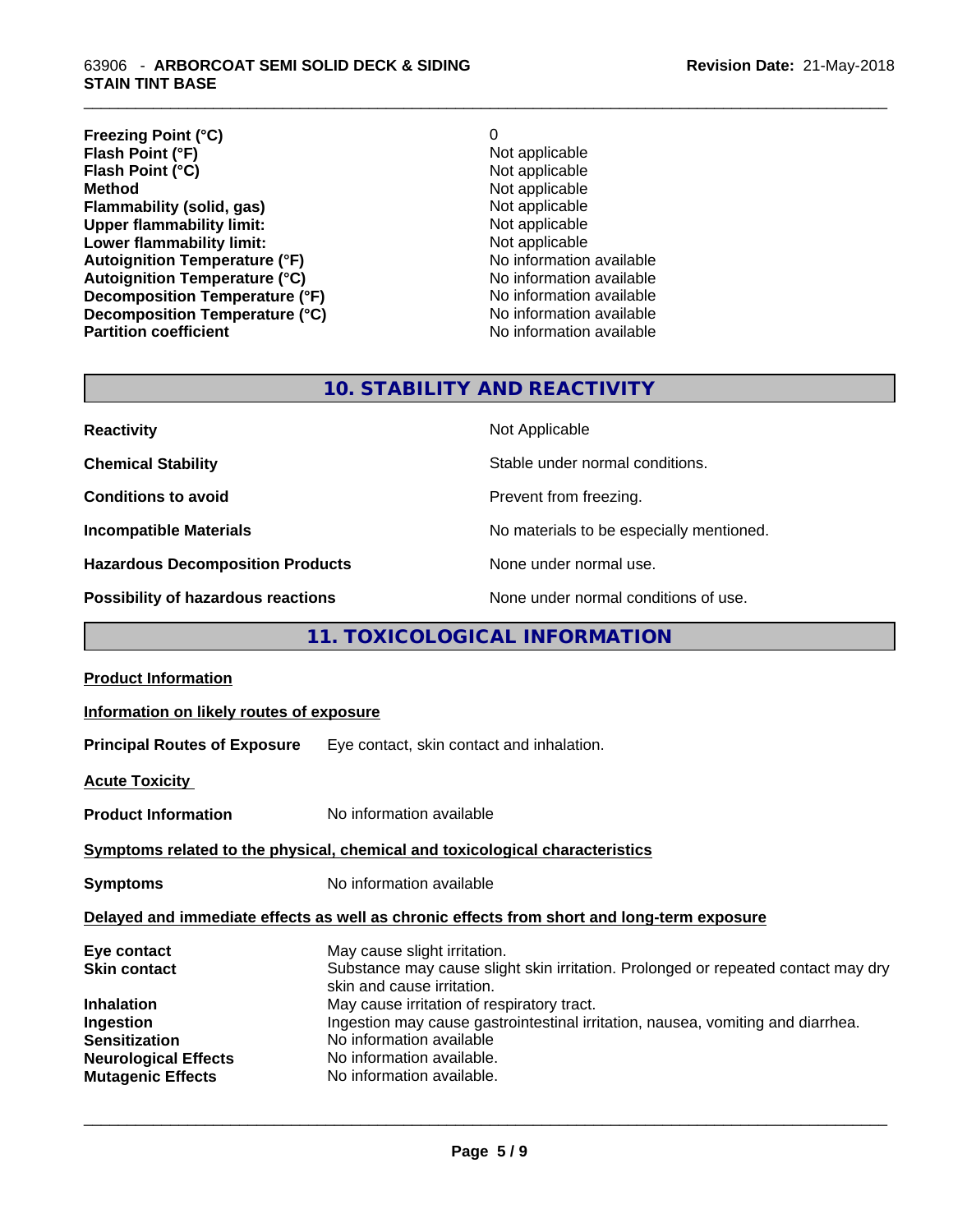| | |
|---|---|
| **Freezing Point (°C)** | 0 |
| **Flash Point (°F)** | Not applicable |
| **Flash Point (°C)** | Not applicable |
| **Method** | Not applicable |
| **Flammability (solid, gas)** | Not applicable |
| **Upper flammability limit:** | Not applicable |
| **Lower flammability limit:** | Not applicable |
| **Autoignition Temperature (°F)** | No information available |
| **Autoignition Temperature (°C)** | No information available |
| **Decomposition Temperature (°F)** | No information available |
| **Decomposition Temperature (°C)** | No information available |
| **Partition coefficient** | No information available |

## 10. STABILITY AND REACTIVITY

| | |
|---|---|
| **Reactivity** | Not Applicable |
| **Chemical Stability** | Stable under normal conditions. |
| **Conditions to avoid** | Prevent from freezing. |
| **Incompatible Materials** | No materials to be especially mentioned. |
| **Hazardous Decomposition Products** | None under normal use. |
| **Possibility of hazardous reactions** | None under normal conditions of use. |

## 11. TOXICOLOGICAL INFORMATION

**Product Information**

**Information on likely routes of exposure**

**Principal Routes of Exposure** Eye contact, skin contact and inhalation.

**Acute Toxicity**

**Product Information** No information available

**Symptoms related to the physical, chemical and toxicological characteristics**

**Symptoms** No information available

**Delayed and immediate effects as well as chronic effects from short and long-term exposure**

| | |
|---|---|
| **Eye contact** | May cause slight irritation. |
| **Skin contact** | Substance may cause slight skin irritation. Prolonged or repeated contact may dry skin and cause irritation. |
| **Inhalation** | May cause irritation of respiratory tract. |
| **Ingestion** | Ingestion may cause gastrointestinal irritation, nausea, vomiting and diarrhea. |
| **Sensitization** | No information available |
| **Neurological Effects** | No information available. |
| **Mutagenic Effects** | No information available. |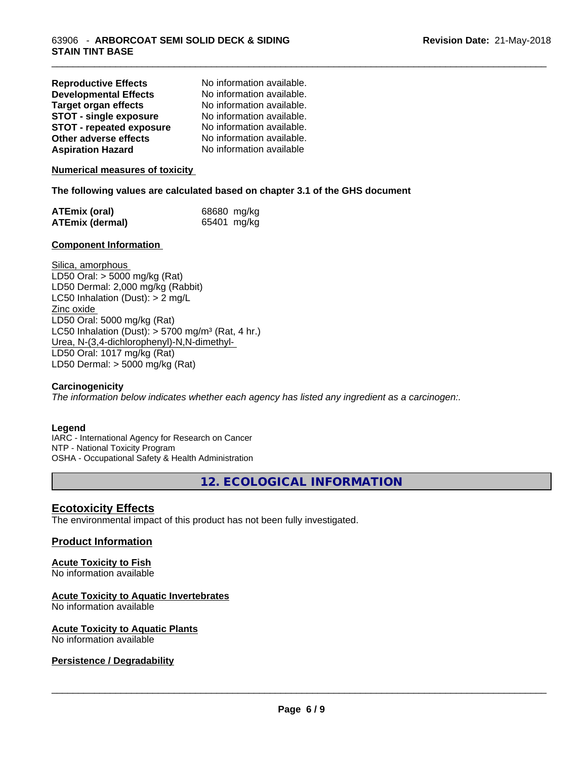| | |
|---|---|
| **Reproductive Effects** | No information available. |
| **Developmental Effects** | No information available. |
| **Target organ effects** | No information available. |
| **STOT - single exposure** | No information available. |
| **STOT - repeated exposure** | No information available. |
| **Other adverse effects** | No information available. |
| **Aspiration Hazard** | No information available |

**Numerical measures of toxicity**

**The following values are calculated based on chapter 3.1 of the GHS document**

| | |
|---|---|
| **ATEmix (oral)** | 68680 mg/kg |
| **ATEmix (dermal)** | 65401 mg/kg |

**Component Information**

Silica, amorphous
LD50 Oral: > 5000 mg/kg (Rat)
LD50 Dermal: 2,000 mg/kg (Rabbit)
LC50 Inhalation (Dust): > 2 mg/L
Zinc oxide
LD50 Oral: 5000 mg/kg (Rat)
LC50 Inhalation (Dust): > 5700 mg/m³ (Rat, 4 hr.)
Urea, N-(3,4-dichlorophenyl)-N,N-dimethyl-
LD50 Oral: 1017 mg/kg (Rat)
LD50 Dermal: > 5000 mg/kg (Rat)

**Carcinogenicity**

*The information below indicates whether each agency has listed any ingredient as a carcinogen:.*

**Legend**

IARC - International Agency for Research on Cancer
NTP - National Toxicity Program
OSHA - Occupational Safety & Health Administration

## 12. ECOLOGICAL INFORMATION

### Ecotoxicity Effects

The environmental impact of this product has not been fully investigated.

### Product Information

**Acute Toxicity to Fish**
No information available

**Acute Toxicity to Aquatic Invertebrates**
No information available

**Acute Toxicity to Aquatic Plants**
No information available

**Persistence / Degradability**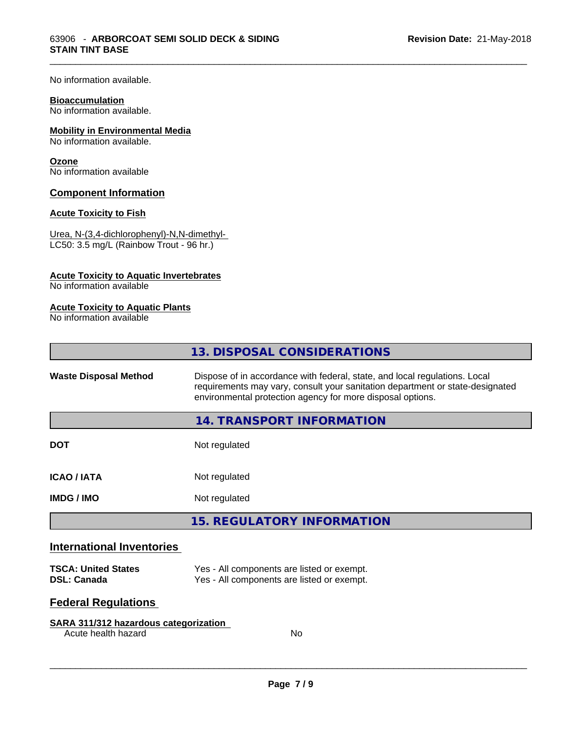No information available.

**Bioaccumulation**
No information available.

**Mobility in Environmental Media**
No information available.

**Ozone**
No information available

## Component Information

**Acute Toxicity to Fish**

Urea, N-(3,4-dichlorophenyl)-N,N-dimethyl-
LC50: 3.5 mg/L (Rainbow Trout - 96 hr.)

**Acute Toxicity to Aquatic Invertebrates**
No information available

**Acute Toxicity to Aquatic Plants**
No information available

## 13. DISPOSAL CONSIDERATIONS

| | |
|---|---|
| **Waste Disposal Method** | Dispose of in accordance with federal, state, and local regulations. Local requirements may vary, consult your sanitation department or state-designated environmental protection agency for more disposal options. |

## 14. TRANSPORT INFORMATION

| | |
|---|---|
| **DOT** | Not regulated |
| **ICAO / IATA** | Not regulated |
| **IMDG / IMO** | Not regulated |

## 15. REGULATORY INFORMATION

### International Inventories

| | |
|---|---|
| **TSCA: United States** | Yes - All components are listed or exempt. |
| **DSL: Canada** | Yes - All components are listed or exempt. |

### Federal Regulations

**SARA 311/312 hazardous categorization**

| | |
|---|---|
| Acute health hazard | No |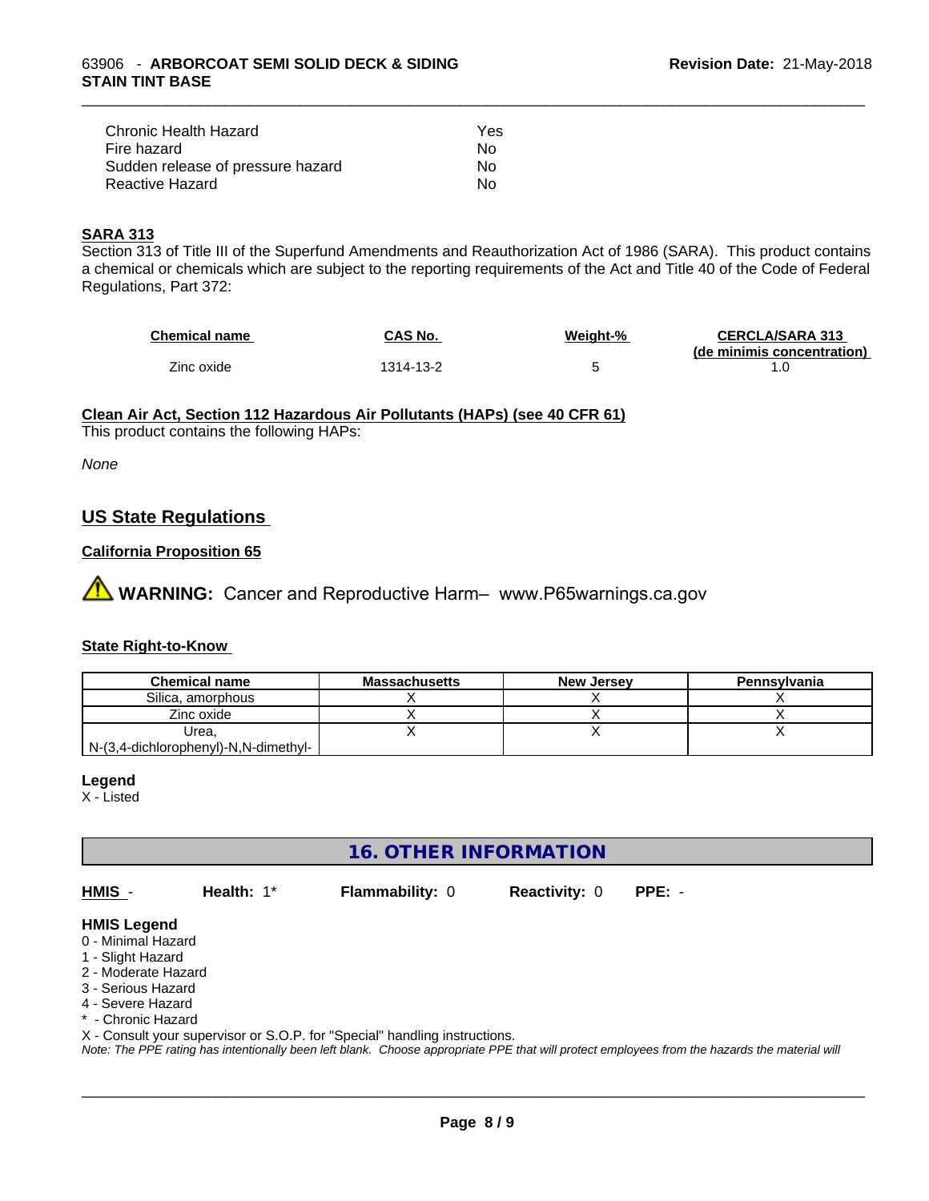| | |
|---|---|
| Chronic Health Hazard | Yes |
| Fire hazard | No |
| Sudden release of pressure hazard | No |
| Reactive Hazard | No |

**SARA 313**

Section 313 of Title III of the Superfund Amendments and Reauthorization Act of 1986 (SARA). This product contains a chemical or chemicals which are subject to the reporting requirements of the Act and Title 40 of the Code of Federal Regulations, Part 372:

| Chemical name | CAS No. | Weight-% | CERCLA/SARA 313 (de minimis concentration) |
|---|---|---|---|
| Zinc oxide | 1314-13-2 | 5 | 1.0 |

**Clean Air Act, Section 112 Hazardous Air Pollutants (HAPs) (see 40 CFR 61)**

This product contains the following HAPs:

*None*

## US State Regulations

**California Proposition 65**

⚠ **WARNING:** Cancer and Reproductive Harm– www.P65warnings.ca.gov

**State Right-to-Know**

| Chemical name | Massachusetts | New Jersey | Pennsylvania |
|---|---|---|---|
| Silica, amorphous | X | X | X |
| Zinc oxide | X | X | X |
| Urea, N-(3,4-dichlorophenyl)-N,N-dimethyl- | X | X | X |

**Legend**

X - Listed

## 16. OTHER INFORMATION

**HMIS** - **Health:** 1* **Flammability:** 0 **Reactivity:** 0 **PPE:** -

**HMIS Legend**

0 - Minimal Hazard
1 - Slight Hazard
2 - Moderate Hazard
3 - Serious Hazard
4 - Severe Hazard
* - Chronic Hazard
X - Consult your supervisor or S.O.P. for "Special" handling instructions.

*Note: The PPE rating has intentionally been left blank. Choose appropriate PPE that will protect employees from the hazards the material will*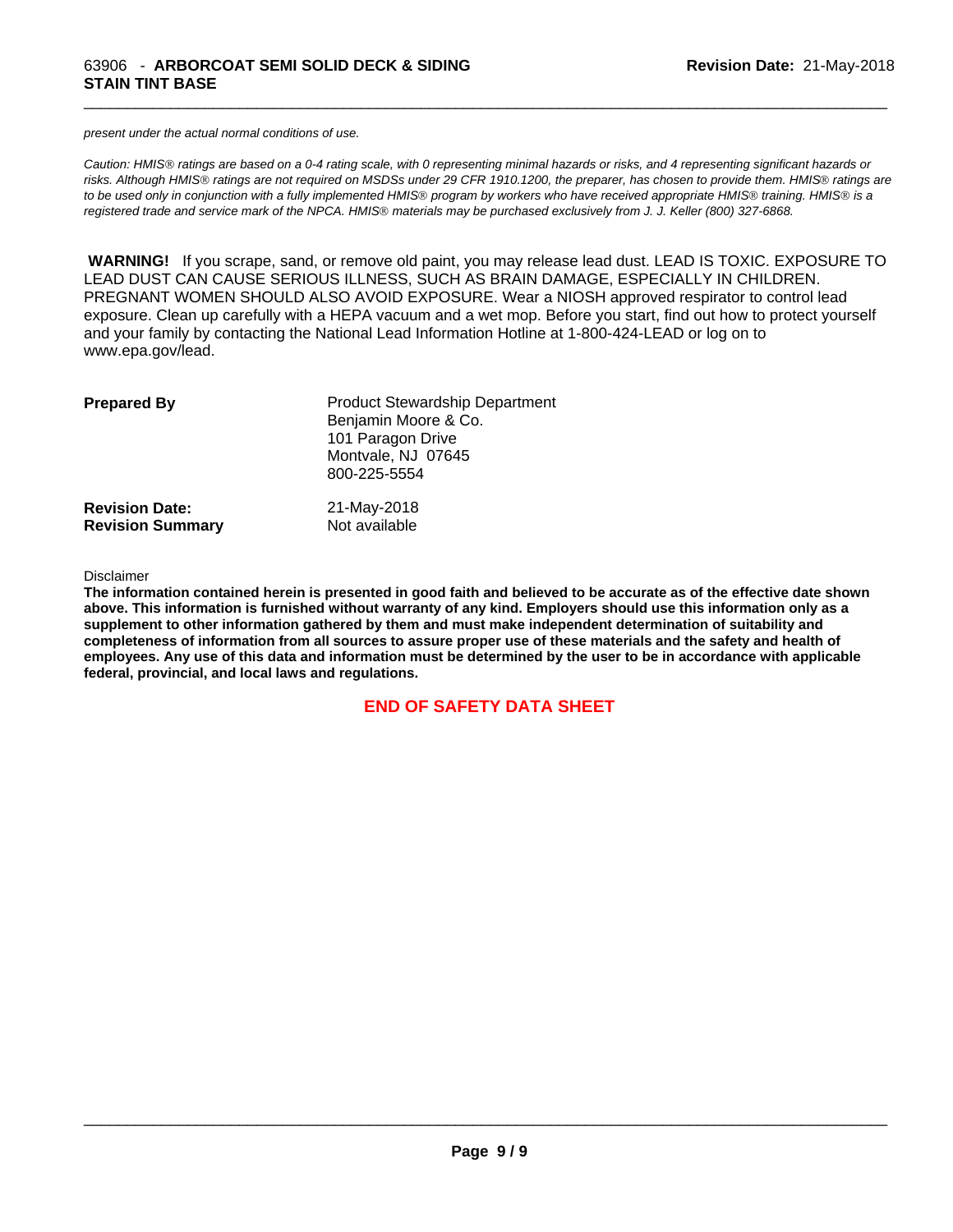*present under the actual normal conditions of use.*

*Caution: HMIS® ratings are based on a 0-4 rating scale, with 0 representing minimal hazards or risks, and 4 representing significant hazards or risks. Although HMIS® ratings are not required on MSDSs under 29 CFR 1910.1200, the preparer, has chosen to provide them. HMIS® ratings are to be used only in conjunction with a fully implemented HMIS® program by workers who have received appropriate HMIS® training. HMIS® is a registered trade and service mark of the NPCA. HMIS® materials may be purchased exclusively from J. J. Keller (800) 327-6868.*

**WARNING!** If you scrape, sand, or remove old paint, you may release lead dust. LEAD IS TOXIC. EXPOSURE TO LEAD DUST CAN CAUSE SERIOUS ILLNESS, SUCH AS BRAIN DAMAGE, ESPECIALLY IN CHILDREN. PREGNANT WOMEN SHOULD ALSO AVOID EXPOSURE. Wear a NIOSH approved respirator to control lead exposure. Clean up carefully with a HEPA vacuum and a wet mop. Before you start, find out how to protect yourself and your family by contacting the National Lead Information Hotline at 1-800-424-LEAD or log on to www.epa.gov/lead.

| | |
|---|---|
| **Prepared By** | Product Stewardship Department<br>Benjamin Moore & Co.<br>101 Paragon Drive<br>Montvale, NJ 07645<br>800-225-5554 |
| **Revision Date:** | 21-May-2018 |
| **Revision Summary** | Not available |

Disclaimer

**The information contained herein is presented in good faith and believed to be accurate as of the effective date shown above. This information is furnished without warranty of any kind. Employers should use this information only as a supplement to other information gathered by them and must make independent determination of suitability and completeness of information from all sources to assure proper use of these materials and the safety and health of employees. Any use of this data and information must be determined by the user to be in accordance with applicable federal, provincial, and local laws and regulations.**

**END OF SAFETY DATA SHEET**